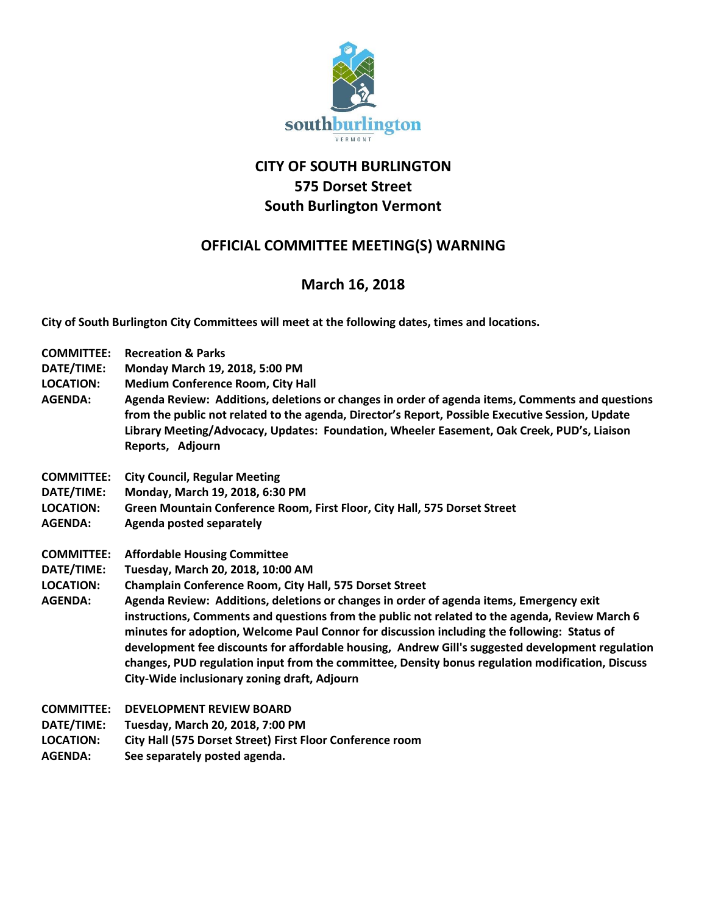# CITY OF SOUTH BURLINGTON
## 575 Dorset Street
## South Burlington Vermont

## OFFICIAL COMMITTEE MEETING(S) WARNING

## March 16, 2018

**City of South Burlington City Committees will meet at the following dates, times and locations.**

**COMMITTEE:** **Recreation & Parks**
**DATE/TIME:** **Monday March 19, 2018, 5:00 PM**
**LOCATION:** **Medium Conference Room, City Hall**
**AGENDA:** **Agenda Review: Additions, deletions or changes in order of agenda items, Comments and questions from the public not related to the agenda, Director's Report, Possible Executive Session, Update Library Meeting/Advocacy, Updates: Foundation, Wheeler Easement, Oak Creek, PUD's, Liaison Reports, Adjourn**

**COMMITTEE:** **City Council, Regular Meeting**
**DATE/TIME:** **Monday, March 19, 2018, 6:30 PM**
**LOCATION:** **Green Mountain Conference Room, First Floor, City Hall, 575 Dorset Street**
**AGENDA:** **Agenda posted separately**

**COMMITTEE:** **Affordable Housing Committee**
**DATE/TIME:** **Tuesday, March 20, 2018, 10:00 AM**
**LOCATION:** **Champlain Conference Room, City Hall, 575 Dorset Street**
**AGENDA:** **Agenda Review: Additions, deletions or changes in order of agenda items, Emergency exit instructions, Comments and questions from the public not related to the agenda, Review March 6 minutes for adoption, Welcome Paul Connor for discussion including the following: Status of development fee discounts for affordable housing, Andrew Gill's suggested development regulation changes, PUD regulation input from the committee, Density bonus regulation modification, Discuss City-Wide inclusionary zoning draft, Adjourn**

**COMMITTEE:** **DEVELOPMENT REVIEW BOARD**
**DATE/TIME:** **Tuesday, March 20, 2018, 7:00 PM**
**LOCATION:** **City Hall (575 Dorset Street) First Floor Conference room**
**AGENDA:** **See separately posted agenda.**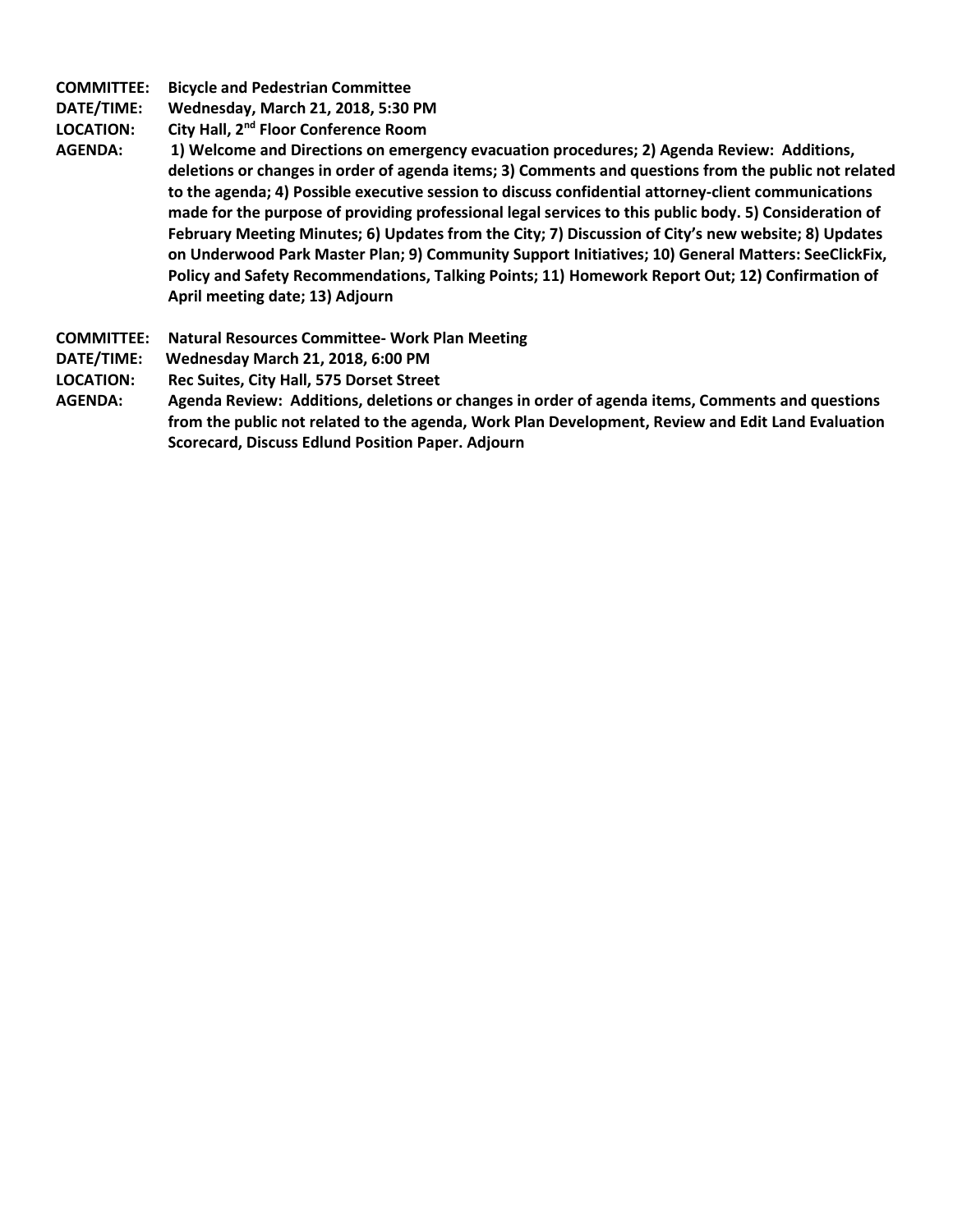**COMMITTEE:** **Bicycle and Pedestrian Committee**
**DATE/TIME:** **Wednesday, March 21, 2018, 5:30 PM**
**LOCATION:** **City Hall, 2nd Floor Conference Room**
**AGENDA:** **1) Welcome and Directions on emergency evacuation procedures; 2) Agenda Review: Additions, deletions or changes in order of agenda items; 3) Comments and questions from the public not related to the agenda; 4) Possible executive session to discuss confidential attorney-client communications made for the purpose of providing professional legal services to this public body. 5) Consideration of February Meeting Minutes; 6) Updates from the City; 7) Discussion of City's new website; 8) Updates on Underwood Park Master Plan; 9) Community Support Initiatives; 10) General Matters: SeeClickFix, Policy and Safety Recommendations, Talking Points; 11) Homework Report Out; 12) Confirmation of April meeting date; 13) Adjourn**

**COMMITTEE:** **Natural Resources Committee- Work Plan Meeting**
**DATE/TIME:** **Wednesday March 21, 2018, 6:00 PM**
**LOCATION:** **Rec Suites, City Hall, 575 Dorset Street**
**AGENDA:** **Agenda Review: Additions, deletions or changes in order of agenda items, Comments and questions from the public not related to the agenda, Work Plan Development, Review and Edit Land Evaluation Scorecard, Discuss Edlund Position Paper. Adjourn**